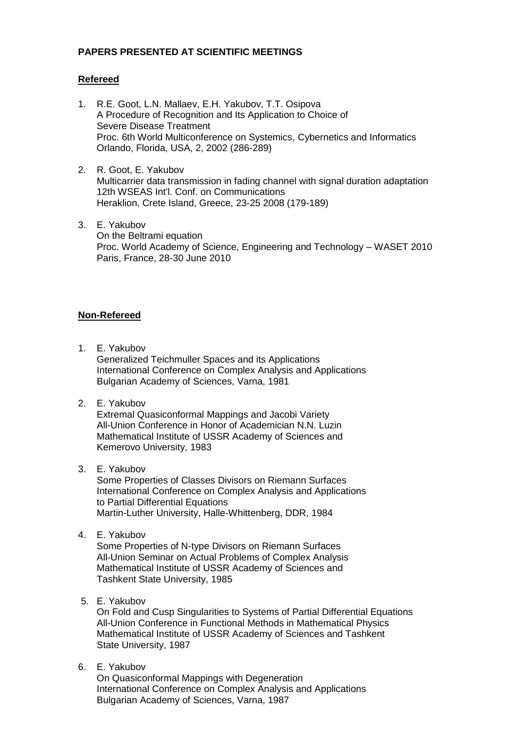**PAPERS PRESENTED AT SCIENTIFIC MEETINGS**

**Refereed**

1. R.E. Goot, L.N. Mallaev, E.H. Yakubov, T.T. Osipova
   A Procedure of Recognition and Its Application to Choice of Severe Disease Treatment
   Proc. 6th World Multiconference on Systemics, Cybernetics and Informatics
   Orlando, Florida, USA, 2, 2002 (286-289)

2. R. Goot, E. Yakubov
   Multicarrier data transmission in fading channel with signal duration adaptation
   12th WSEAS Int'l. Conf. on Communications
   Heraklion, Crete Island, Greece, 23-25 2008 (179-189)

3. E. Yakubov
   On the Beltrami equation
   Proc. World Academy of Science, Engineering and Technology – WASET 2010
   Paris, France, 28-30 June 2010

**Non-Refereed**

1. E. Yakubov
   Generalized Teichmuller Spaces and its Applications
   International Conference on Complex Analysis and Applications
   Bulgarian Academy of Sciences, Varna, 1981

2. E. Yakubov
   Extremal Quasiconformal Mappings and Jacobi Variety
   All-Union Conference in Honor of Academician N.N. Luzin
   Mathematical Institute of USSR Academy of Sciences and
   Kemerovo University, 1983

3. E. Yakubov
   Some Properties of Classes Divisors on Riemann Surfaces
   International Conference on Complex Analysis and Applications to Partial Differential Equations
   Martin-Luther University, Halle-Whittenberg, DDR, 1984

4. E. Yakubov
   Some Properties of N-type Divisors on Riemann Surfaces
   All-Union Seminar on Actual Problems of Complex Analysis
   Mathematical Institute of USSR Academy of Sciences and
   Tashkent State University, 1985

5. E. Yakubov
   On Fold and Cusp Singularities to Systems of Partial Differential Equations
   All-Union Conference in Functional Methods in Mathematical Physics
   Mathematical Institute of USSR Academy of Sciences and Tashkent State University, 1987

6. E. Yakubov
   On Quasiconformal Mappings with Degeneration
   International Conference on Complex Analysis and Applications
   Bulgarian Academy of Sciences, Varna, 1987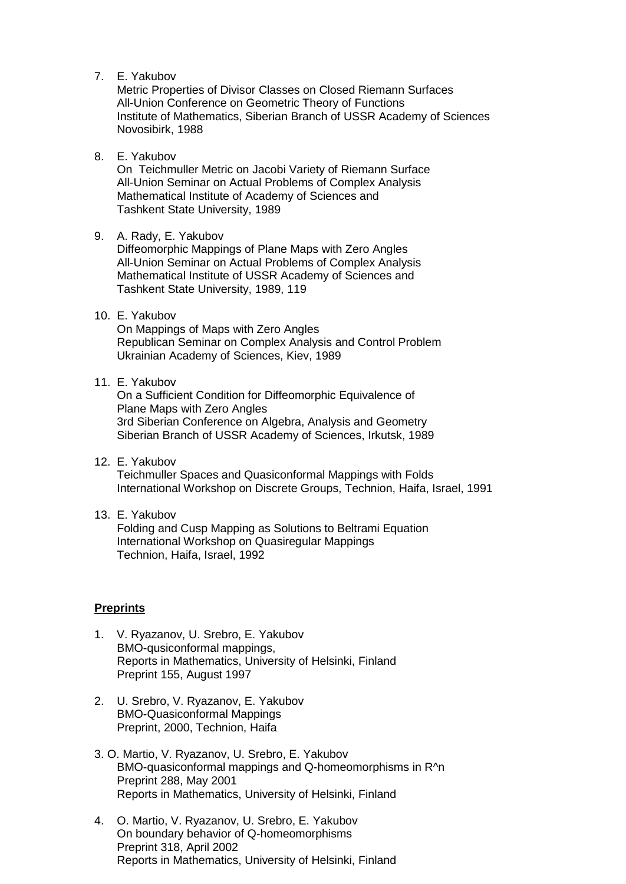7. E. Yakubov
   Metric Properties of Divisor Classes on Closed Riemann Surfaces
   All-Union Conference on Geometric Theory of Functions
   Institute of Mathematics, Siberian Branch of USSR Academy of Sciences
   Novosibirk, 1988

8. E. Yakubov
   On Teichmuller Metric on Jacobi Variety of Riemann Surface
   All-Union Seminar on Actual Problems of Complex Analysis
   Mathematical Institute of Academy of Sciences and
   Tashkent State University, 1989

9. A. Rady, E. Yakubov
   Diffeomorphic Mappings of Plane Maps with Zero Angles
   All-Union Seminar on Actual Problems of Complex Analysis
   Mathematical Institute of USSR Academy of Sciences and
   Tashkent State University, 1989, 119

10. E. Yakubov
    On Mappings of Maps with Zero Angles
    Republican Seminar on Complex Analysis and Control Problem
    Ukrainian Academy of Sciences, Kiev, 1989

11. E. Yakubov
    On a Sufficient Condition for Diffeomorphic Equivalence of
    Plane Maps with Zero Angles
    3rd Siberian Conference on Algebra, Analysis and Geometry
    Siberian Branch of USSR Academy of Sciences, Irkutsk, 1989

12. E. Yakubov
    Teichmuller Spaces and Quasiconformal Mappings with Folds
    International Workshop on Discrete Groups, Technion, Haifa, Israel, 1991

13. E. Yakubov
    Folding and Cusp Mapping as Solutions to Beltrami Equation
    International Workshop on Quasiregular Mappings
    Technion, Haifa, Israel, 1992

**Preprints**

1. V. Ryazanov, U. Srebro, E. Yakubov
   BMO-qusiconformal mappings,
   Reports in Mathematics, University of Helsinki, Finland
   Preprint 155, August 1997

2. U. Srebro, V. Ryazanov, E. Yakubov
   BMO-Quasiconformal Mappings
   Preprint, 2000, Technion, Haifa

3. O. Martio, V. Ryazanov, U. Srebro, E. Yakubov
   BMO-quasiconformal mappings and Q-homeomorphisms in R^n
   Preprint 288, May 2001
   Reports in Mathematics, University of Helsinki, Finland

4. O. Martio, V. Ryazanov, U. Srebro, E. Yakubov
   On boundary behavior of Q-homeomorphisms
   Preprint 318, April 2002
   Reports in Mathematics, University of Helsinki, Finland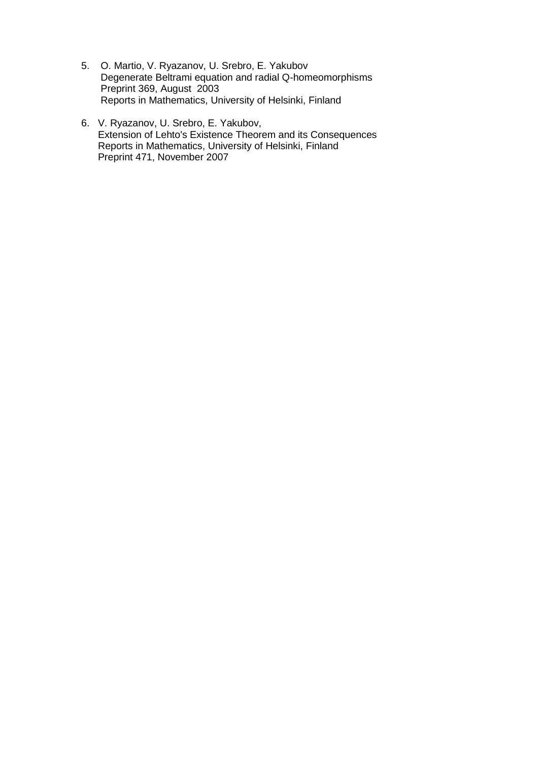5. O. Martio, V. Ryazanov, U. Srebro, E. Yakubov
   Degenerate Beltrami equation and radial Q-homeomorphisms
   Preprint 369, August 2003
   Reports in Mathematics, University of Helsinki, Finland

6. V. Ryazanov, U. Srebro, E. Yakubov,
   Extension of Lehto's Existence Theorem and its Consequences
   Reports in Mathematics, University of Helsinki, Finland
   Preprint 471, November 2007